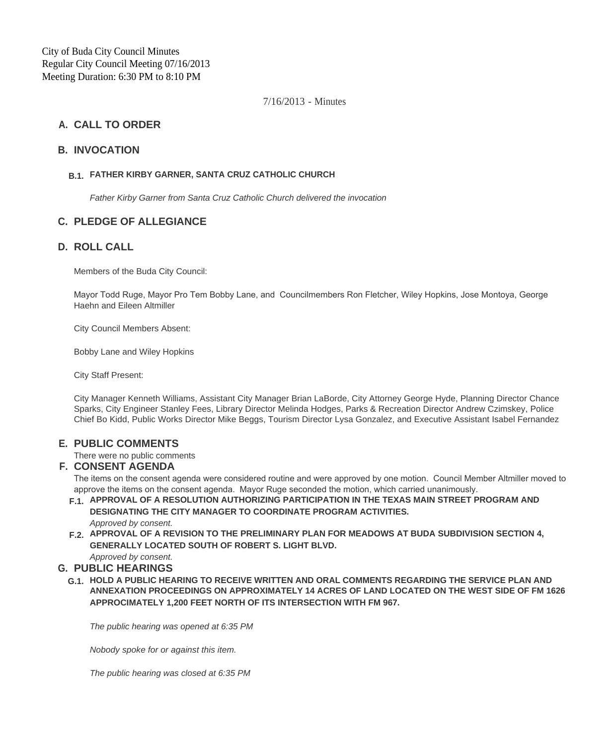City of Buda City Council Minutes
Regular City Council Meeting 07/16/2013
Meeting Duration: 6:30 PM to 8:10 PM

7/16/2013 - Minutes

## A. CALL TO ORDER

## B. INVOCATION

### B.1. FATHER KIRBY GARNER, SANTA CRUZ CATHOLIC CHURCH

*Father Kirby Garner from Santa Cruz Catholic Church delivered the invocation*

## C. PLEDGE OF ALLEGIANCE

## D. ROLL CALL

Members of the Buda City Council:

Mayor Todd Ruge, Mayor Pro Tem Bobby Lane, and Councilmembers Ron Fletcher, Wiley Hopkins, Jose Montoya, George Haehn and Eileen Altmiller

City Council Members Absent:

Bobby Lane and Wiley Hopkins

City Staff Present:

City Manager Kenneth Williams, Assistant City Manager Brian LaBorde, City Attorney George Hyde, Planning Director Chance Sparks, City Engineer Stanley Fees, Library Director Melinda Hodges, Parks & Recreation Director Andrew Czimskey, Police Chief Bo Kidd, Public Works Director Mike Beggs, Tourism Director Lysa Gonzalez, and Executive Assistant Isabel Fernandez

## E. PUBLIC COMMENTS

There were no public comments

## F. CONSENT AGENDA

The items on the consent agenda were considered routine and were approved by one motion. Council Member Altmiller moved to approve the items on the consent agenda. Mayor Ruge seconded the motion, which carried unanimously.

### F.1. APPROVAL OF A RESOLUTION AUTHORIZING PARTICIPATION IN THE TEXAS MAIN STREET PROGRAM AND DESIGNATING THE CITY MANAGER TO COORDINATE PROGRAM ACTIVITIES.

*Approved by consent.*

### F.2. APPROVAL OF A REVISION TO THE PRELIMINARY PLAN FOR MEADOWS AT BUDA SUBDIVISION SECTION 4, GENERALLY LOCATED SOUTH OF ROBERT S. LIGHT BLVD.

*Approved by consent.*

## G. PUBLIC HEARINGS

### G.1. HOLD A PUBLIC HEARING TO RECEIVE WRITTEN AND ORAL COMMENTS REGARDING THE SERVICE PLAN AND ANNEXATION PROCEEDINGS ON APPROXIMATELY 14 ACRES OF LAND LOCATED ON THE WEST SIDE OF FM 1626 APPROCIMATELY 1,200 FEET NORTH OF ITS INTERSECTION WITH FM 967.

*The public hearing was opened at 6:35 PM*

*Nobody spoke for or against this item.*

*The public hearing was closed at 6:35 PM*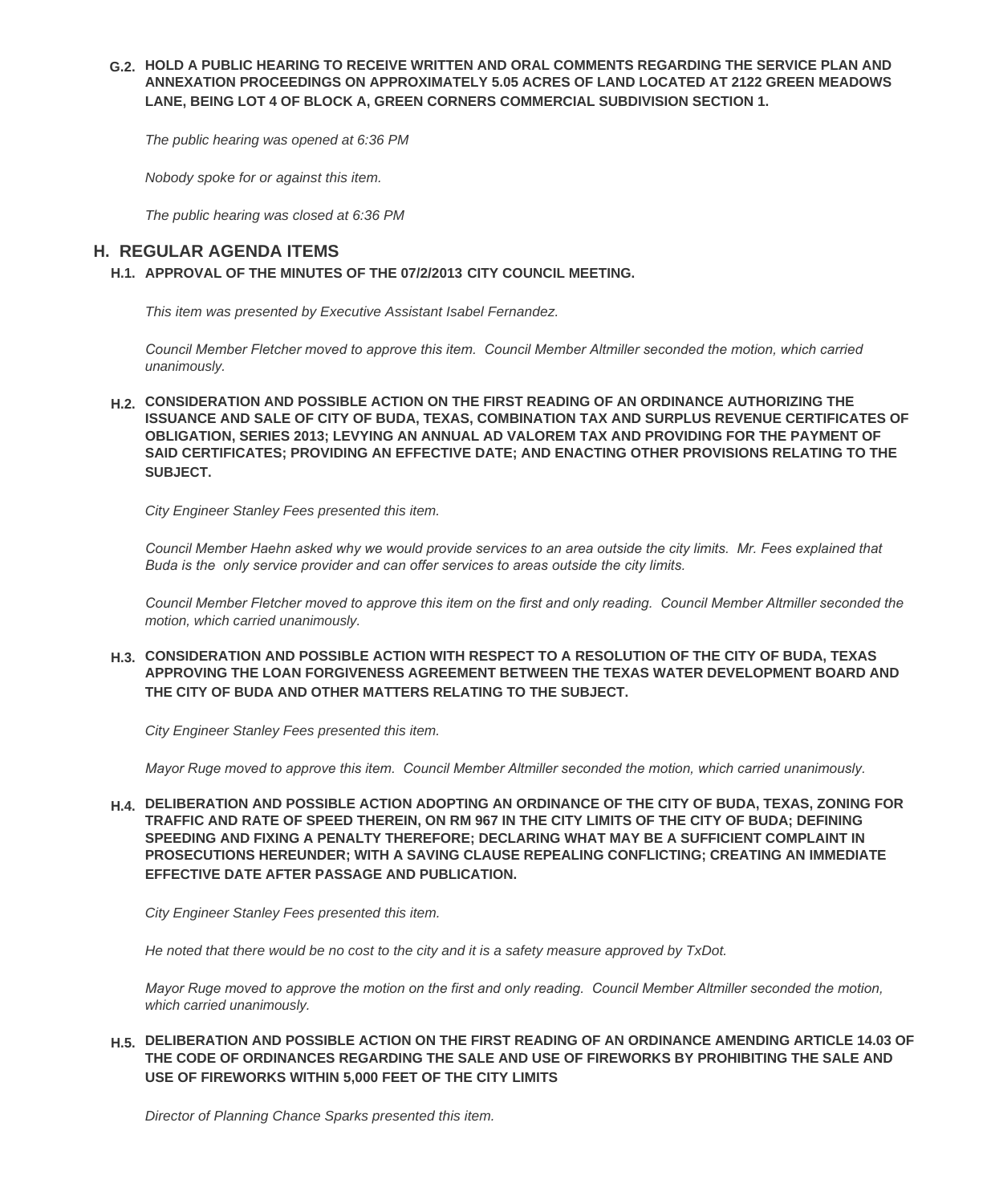**G.2. HOLD A PUBLIC HEARING TO RECEIVE WRITTEN AND ORAL COMMENTS REGARDING THE SERVICE PLAN AND ANNEXATION PROCEEDINGS ON APPROXIMATELY 5.05 ACRES OF LAND LOCATED AT 2122 GREEN MEADOWS LANE, BEING LOT 4 OF BLOCK A, GREEN CORNERS COMMERCIAL SUBDIVISION SECTION 1.**

*The public hearing was opened at 6:36 PM*

*Nobody spoke for or against this item.*

*The public hearing was closed at 6:36 PM*

## H. REGULAR AGENDA ITEMS

**H.1. APPROVAL OF THE MINUTES OF THE 07/2/2013 CITY COUNCIL MEETING.**

*This item was presented by Executive Assistant Isabel Fernandez.*

*Council Member Fletcher moved to approve this item. Council Member Altmiller seconded the motion, which carried unanimously.*

**H.2. CONSIDERATION AND POSSIBLE ACTION ON THE FIRST READING OF AN ORDINANCE AUTHORIZING THE ISSUANCE AND SALE OF CITY OF BUDA, TEXAS, COMBINATION TAX AND SURPLUS REVENUE CERTIFICATES OF OBLIGATION, SERIES 2013; LEVYING AN ANNUAL AD VALOREM TAX AND PROVIDING FOR THE PAYMENT OF SAID CERTIFICATES; PROVIDING AN EFFECTIVE DATE; AND ENACTING OTHER PROVISIONS RELATING TO THE SUBJECT.**

*City Engineer Stanley Fees presented this item.*

*Council Member Haehn asked why we would provide services to an area outside the city limits. Mr. Fees explained that Buda is the only service provider and can offer services to areas outside the city limits.*

*Council Member Fletcher moved to approve this item on the first and only reading. Council Member Altmiller seconded the motion, which carried unanimously.*

**H.3. CONSIDERATION AND POSSIBLE ACTION WITH RESPECT TO A RESOLUTION OF THE CITY OF BUDA, TEXAS APPROVING THE LOAN FORGIVENESS AGREEMENT BETWEEN THE TEXAS WATER DEVELOPMENT BOARD AND THE CITY OF BUDA AND OTHER MATTERS RELATING TO THE SUBJECT.**

*City Engineer Stanley Fees presented this item.*

*Mayor Ruge moved to approve this item. Council Member Altmiller seconded the motion, which carried unanimously.*

**H.4. DELIBERATION AND POSSIBLE ACTION ADOPTING AN ORDINANCE OF THE CITY OF BUDA, TEXAS, ZONING FOR TRAFFIC AND RATE OF SPEED THEREIN, ON RM 967 IN THE CITY LIMITS OF THE CITY OF BUDA; DEFINING SPEEDING AND FIXING A PENALTY THEREFORE; DECLARING WHAT MAY BE A SUFFICIENT COMPLAINT IN PROSECUTIONS HEREUNDER; WITH A SAVING CLAUSE REPEALING CONFLICTING; CREATING AN IMMEDIATE EFFECTIVE DATE AFTER PASSAGE AND PUBLICATION.**

*City Engineer Stanley Fees presented this item.*

*He noted that there would be no cost to the city and it is a safety measure approved by TxDot.*

*Mayor Ruge moved to approve the motion on the first and only reading. Council Member Altmiller seconded the motion, which carried unanimously.*

**H.5. DELIBERATION AND POSSIBLE ACTION ON THE FIRST READING OF AN ORDINANCE AMENDING ARTICLE 14.03 OF THE CODE OF ORDINANCES REGARDING THE SALE AND USE OF FIREWORKS BY PROHIBITING THE SALE AND USE OF FIREWORKS WITHIN 5,000 FEET OF THE CITY LIMITS**

*Director of Planning Chance Sparks presented this item.*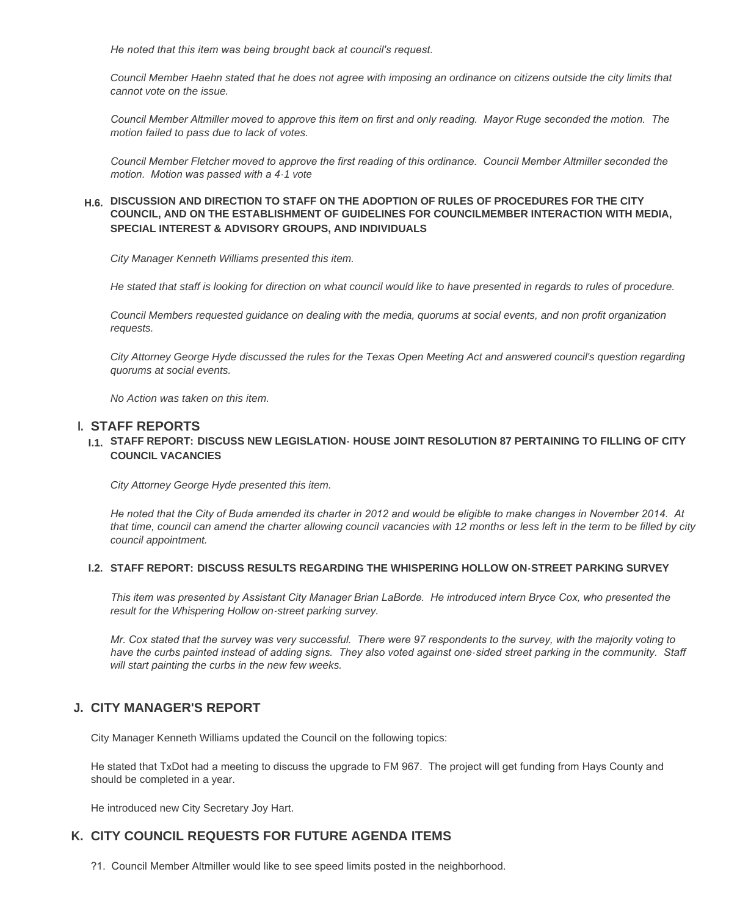*He noted that this item was being brought back at council's request.*

*Council Member Haehn stated that he does not agree with imposing an ordinance on citizens outside the city limits that cannot vote on the issue.*

*Council Member Altmiller moved to approve this item on first and only reading.  Mayor Ruge seconded the motion.  The motion failed to pass due to lack of votes.*

*Council Member Fletcher moved to approve the first reading of this ordinance.  Council Member Altmiller seconded the motion.  Motion was passed with a 4-1 vote*

### H.6. DISCUSSION AND DIRECTION TO STAFF ON THE ADOPTION OF RULES OF PROCEDURES FOR THE CITY COUNCIL, AND ON THE ESTABLISHMENT OF GUIDELINES FOR COUNCILMEMBER INTERACTION WITH MEDIA, SPECIAL INTEREST & ADVISORY GROUPS, AND INDIVIDUALS

*City Manager Kenneth Williams presented this item.*

*He stated that staff is looking for direction on what council would like to have presented in regards to rules of procedure.*

*Council Members requested guidance on dealing with the media, quorums at social events, and non profit organization requests.*

*City Attorney George Hyde discussed the rules for the Texas Open Meeting Act and answered council's question regarding quorums at social events.*

*No Action was taken on this item.*

## I. STAFF REPORTS

### I.1. STAFF REPORT: DISCUSS NEW LEGISLATION- HOUSE JOINT RESOLUTION 87 PERTAINING TO FILLING OF CITY COUNCIL VACANCIES

*City Attorney George Hyde presented this item.*

*He noted that the City of Buda amended its charter in 2012 and would be eligible to make changes in November 2014.  At that time, council can amend the charter allowing council vacancies with 12 months or less left in the term to be filled by city council appointment.*

### I.2. STAFF REPORT: DISCUSS RESULTS REGARDING THE WHISPERING HOLLOW ON-STREET PARKING SURVEY

*This item was presented by Assistant City Manager Brian LaBorde.  He introduced intern Bryce Cox, who presented the result for the Whispering Hollow on-street parking survey.*

*Mr. Cox stated that the survey was very successful.  There were 97 respondents to the survey, with the majority voting to have the curbs painted instead of adding signs.  They also voted against one-sided street parking in the community.  Staff will start painting the curbs in the new few weeks.*

## J. CITY MANAGER'S REPORT

City Manager Kenneth Williams updated the Council on the following topics:

He stated that TxDot had a meeting to discuss the upgrade to FM 967.  The project will get funding from Hays County and should be completed in a year.

He introduced new City Secretary Joy Hart.

## K. CITY COUNCIL REQUESTS FOR FUTURE AGENDA ITEMS

?1.  Council Member Altmiller would like to see speed limits posted in the neighborhood.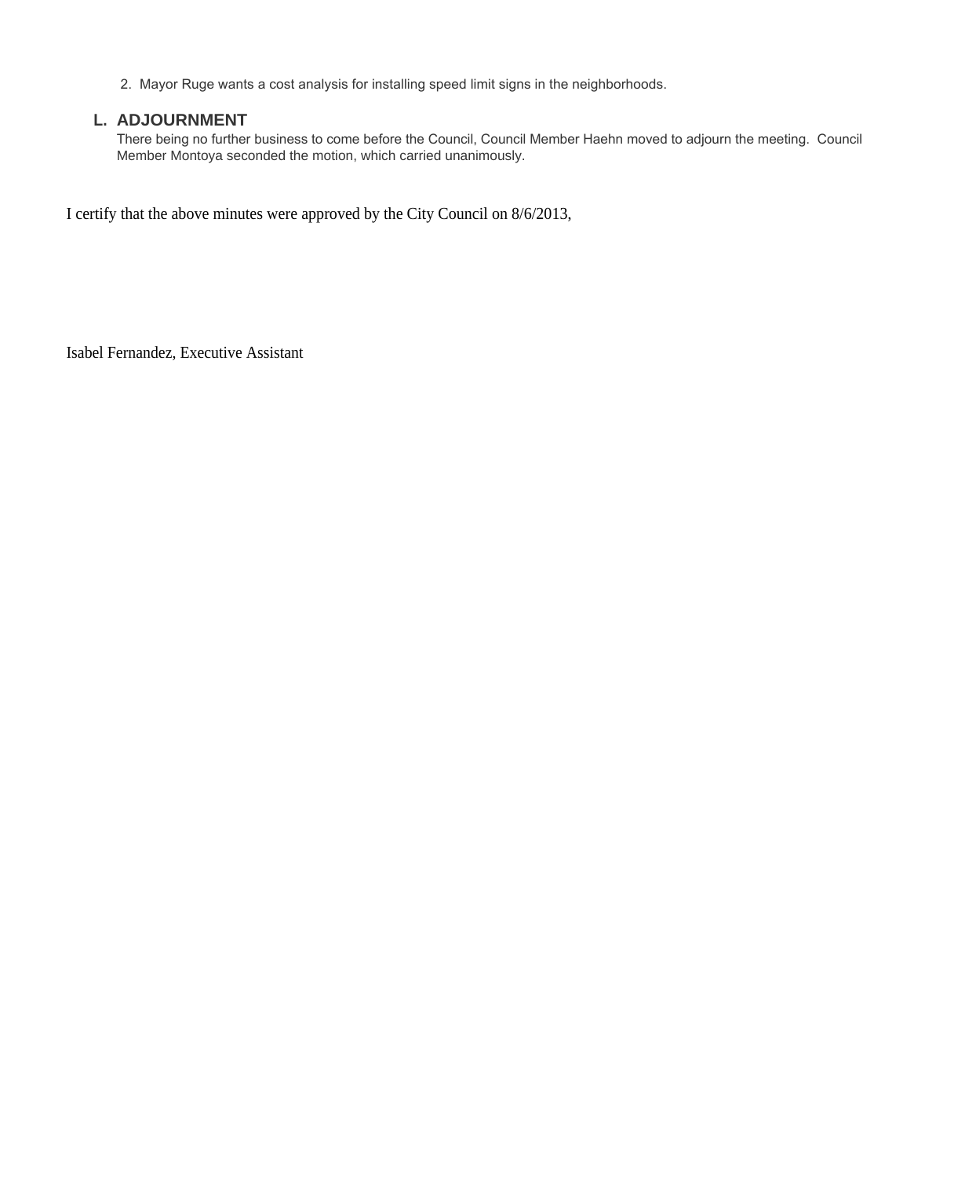2. Mayor Ruge wants a cost analysis for installing speed limit signs in the neighborhoods.

## L. ADJOURNMENT

There being no further business to come before the Council, Council Member Haehn moved to adjourn the meeting. Council Member Montoya seconded the motion, which carried unanimously.

I certify that the above minutes were approved by the City Council on 8/6/2013,

Isabel Fernandez, Executive Assistant